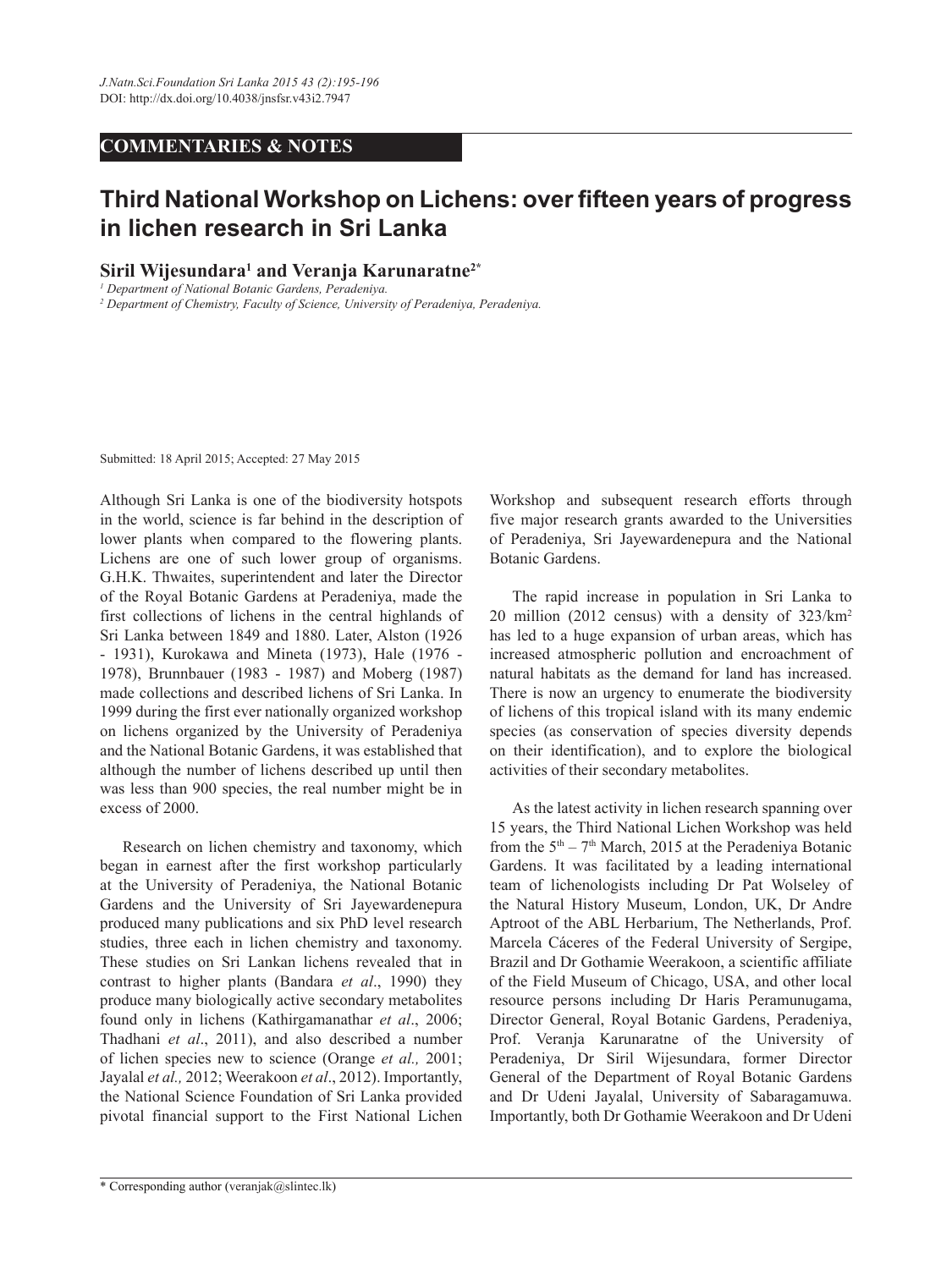COMMENTARIES & NOTES

# Third National Workshop on Lichens: over fifteen years of progress in lichen research in Sri Lanka

**Siril Wijesundara[1] and Veranja Karunaratne[2*]**

[1] Department of National Botanic Gardens, Peradeniya.

[2] Department of Chemistry, Faculty of Science, University of Peradeniya, Peradeniya.

Submitted: 18 April 2015; Accepted: 27 May 2015

Although Sri Lanka is one of the biodiversity hotspots in the world, science is far behind in the description of lower plants when compared to the flowering plants. Lichens are one of such lower group of organisms. G.H.K. Thwaites, superintendent and later the Director of the Royal Botanic Gardens at Peradeniya, made the first collections of lichens in the central highlands of Sri Lanka between 1849 and 1880. Later, Alston (1926 - 1931), Kurokawa and Mineta (1973), Hale (1976 - 1978), Brunnbauer (1983 - 1987) and Moberg (1987) made collections and described lichens of Sri Lanka. In 1999 during the first ever nationally organized workshop on lichens organized by the University of Peradeniya and the National Botanic Gardens, it was established that although the number of lichens described up until then was less than 900 species, the real number might be in excess of 2000.

Research on lichen chemistry and taxonomy, which began in earnest after the first workshop particularly at the University of Peradeniya, the National Botanic Gardens and the University of Sri Jayewardenepura produced many publications and six PhD level research studies, three each in lichen chemistry and taxonomy. These studies on Sri Lankan lichens revealed that in contrast to higher plants (Bandara *et al*., 1990) they produce many biologically active secondary metabolites found only in lichens (Kathirgamanathar *et al*., 2006; Thadhani *et al*., 2011), and also described a number of lichen species new to science (Orange *et al.,* 2001; Jayalal *et al.,* 2012; Weerakoon *et al*., 2012). Importantly, the National Science Foundation of Sri Lanka provided pivotal financial support to the First National Lichen Workshop and subsequent research efforts through five major research grants awarded to the Universities of Peradeniya, Sri Jayewardenepura and the National Botanic Gardens.

The rapid increase in population in Sri Lanka to 20 million (2012 census) with a density of 323/km$^2$ has led to a huge expansion of urban areas, which has increased atmospheric pollution and encroachment of natural habitats as the demand for land has increased. There is now an urgency to enumerate the biodiversity of lichens of this tropical island with its many endemic species (as conservation of species diversity depends on their identification), and to explore the biological activities of their secondary metabolites.

As the latest activity in lichen research spanning over 15 years, the Third National Lichen Workshop was held from the 5$^{th}$ – 7$^{th}$ March, 2015 at the Peradeniya Botanic Gardens. It was facilitated by a leading international team of lichenologists including Dr Pat Wolseley of the Natural History Museum, London, UK, Dr Andre Aptroot of the ABL Herbarium, The Netherlands, Prof. Marcela Cáceres of the Federal University of Sergipe, Brazil and Dr Gothamie Weerakoon, a scientific affiliate of the Field Museum of Chicago, USA, and other local resource persons including Dr Haris Peramunugama, Director General, Royal Botanic Gardens, Peradeniya, Prof. Veranja Karunaratne of the University of Peradeniya, Dr Siril Wijesundara, former Director General of the Department of Royal Botanic Gardens and Dr Udeni Jayalal, University of Sabaragamuwa. Importantly, both Dr Gothamie Weerakoon and Dr Udeni

\* Corresponding author (veranjak@slintec.lk)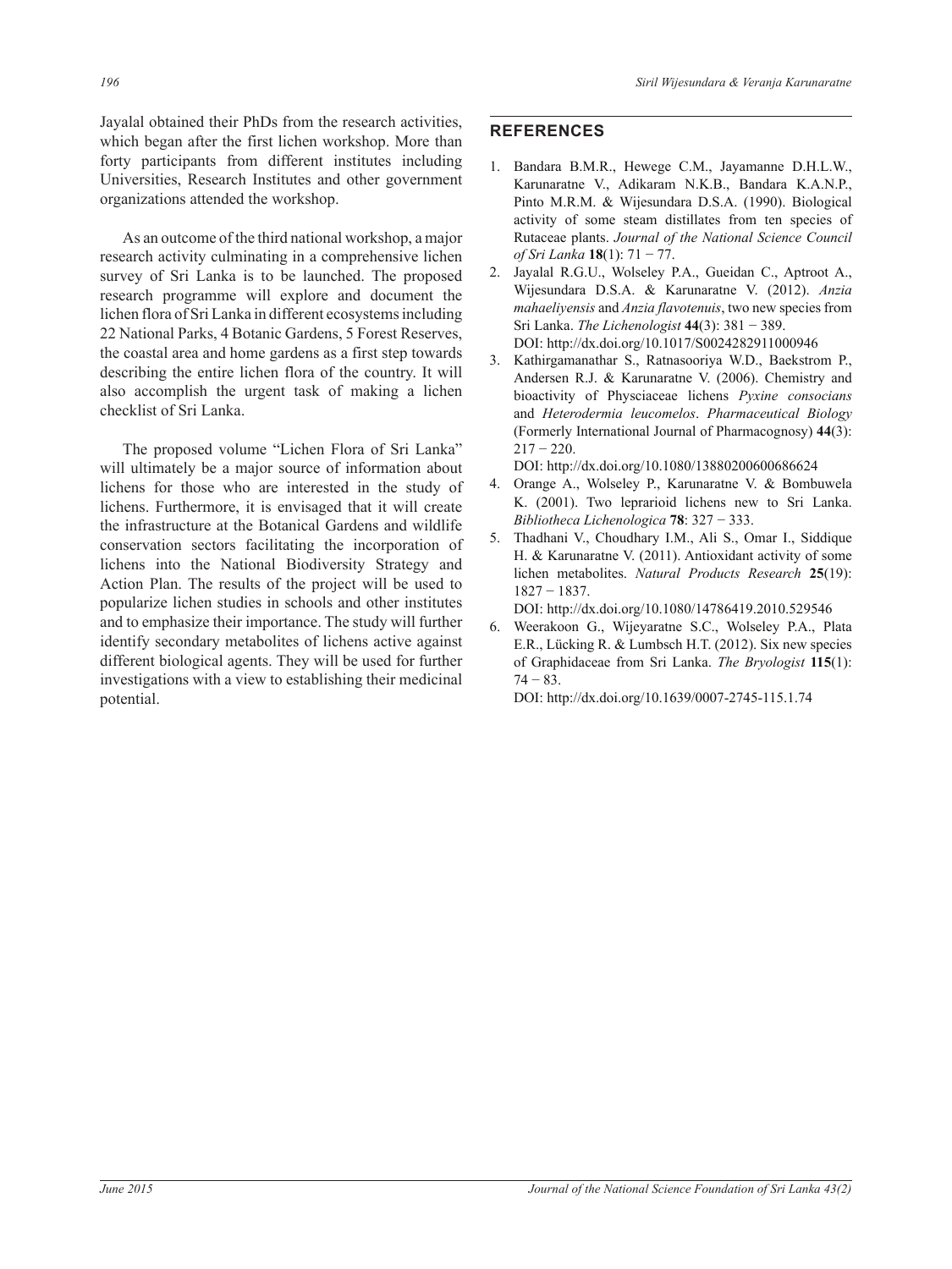Jayalal obtained their PhDs from the research activities, which began after the first lichen workshop. More than forty participants from different institutes including Universities, Research Institutes and other government organizations attended the workshop.

As an outcome of the third national workshop, a major research activity culminating in a comprehensive lichen survey of Sri Lanka is to be launched. The proposed research programme will explore and document the lichen flora of Sri Lanka in different ecosystems including 22 National Parks, 4 Botanic Gardens, 5 Forest Reserves, the coastal area and home gardens as a first step towards describing the entire lichen flora of the country. It will also accomplish the urgent task of making a lichen checklist of Sri Lanka.

The proposed volume "Lichen Flora of Sri Lanka" will ultimately be a major source of information about lichens for those who are interested in the study of lichens. Furthermore, it is envisaged that it will create the infrastructure at the Botanical Gardens and wildlife conservation sectors facilitating the incorporation of lichens into the National Biodiversity Strategy and Action Plan. The results of the project will be used to popularize lichen studies in schools and other institutes and to emphasize their importance. The study will further identify secondary metabolites of lichens active against different biological agents. They will be used for further investigations with a view to establishing their medicinal potential.

## REFERENCES

1. Bandara B.M.R., Hewege C.M., Jayamanne D.H.L.W., Karunaratne V., Adikaram N.K.B., Bandara K.A.N.P., Pinto M.R.M. & Wijesundara D.S.A. (1990). Biological activity of some steam distillates from ten species of Rutaceae plants. *Journal of the National Science Council of Sri Lanka* **18**(1): 71 − 77.
2. Jayalal R.G.U., Wolseley P.A., Gueidan C., Aptroot A., Wijesundara D.S.A. & Karunaratne V. (2012). *Anzia mahaeliyensis* and *Anzia flavotenuis*, two new species from Sri Lanka. *The Lichenologist* **44**(3): 381 − 389. DOI: http://dx.doi.org/10.1017/S0024282911000946
3. Kathirgamanathar S., Ratnasooriya W.D., Baekstrom P., Andersen R.J. & Karunaratne V. (2006). Chemistry and bioactivity of Physciaceae lichens *Pyxine consocians* and *Heterodermia leucomelos*. *Pharmaceutical Biology* (Formerly International Journal of Pharmacognosy) **44**(3): 217 − 220. DOI: http://dx.doi.org/10.1080/13880200600686624
4. Orange A., Wolseley P., Karunaratne V. & Bombuwela K. (2001). Two leprarioid lichens new to Sri Lanka. *Bibliotheca Lichenologica* **78**: 327 − 333.
5. Thadhani V., Choudhary I.M., Ali S., Omar I., Siddique H. & Karunaratne V. (2011). Antioxidant activity of some lichen metabolites. *Natural Products Research* **25**(19): 1827 − 1837. DOI: http://dx.doi.org/10.1080/14786419.2010.529546
6. Weerakoon G., Wijeyaratne S.C., Wolseley P.A., Plata E.R., Lücking R. & Lumbsch H.T. (2012). Six new species of Graphidaceae from Sri Lanka. *The Bryologist* **115**(1): 74 − 83. DOI: http://dx.doi.org/10.1639/0007-2745-115.1.74